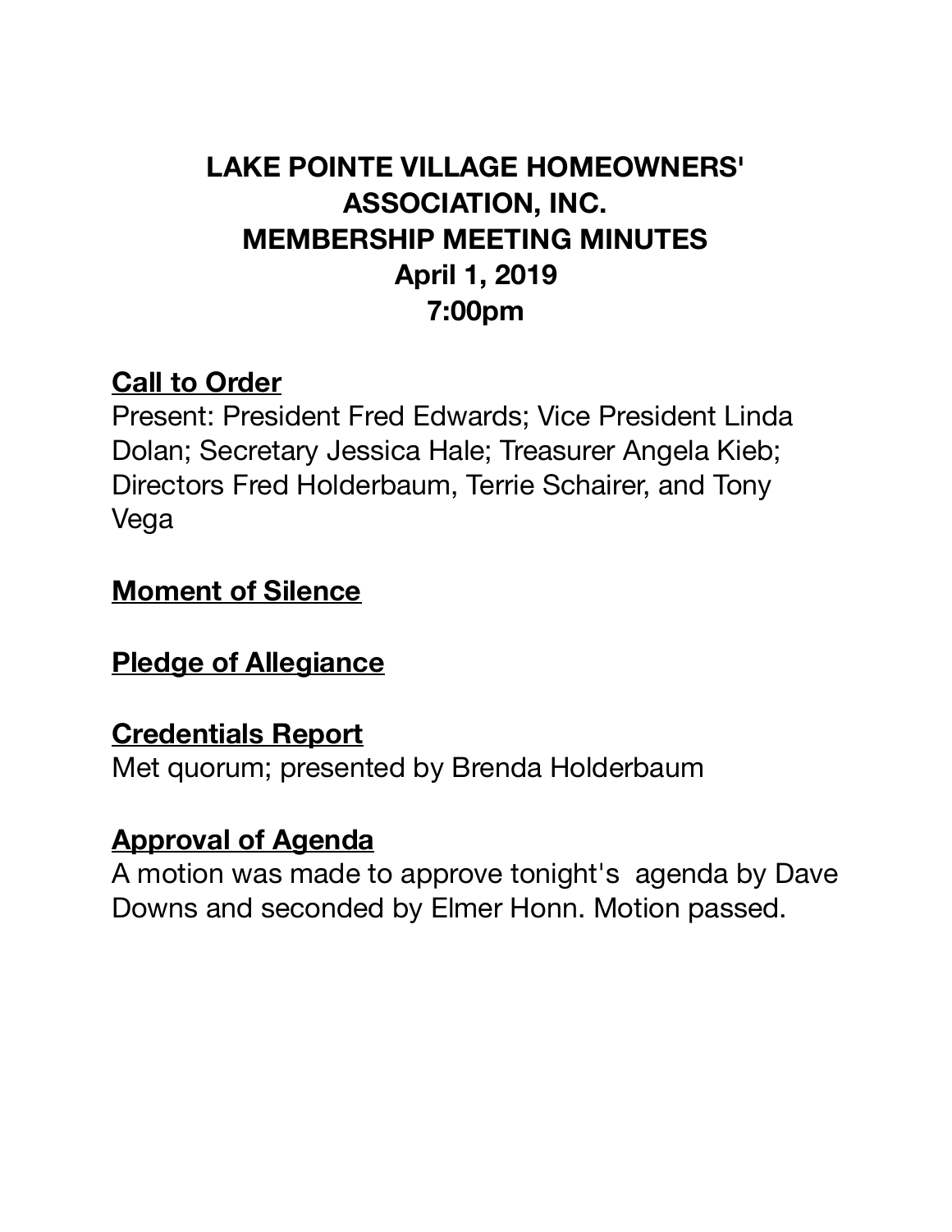# LAKE POINTE VILLAGE HOMEOWNERS' ASSOCIATION, INC.
# MEMBERSHIP MEETING MINUTES
# April 1, 2019
# 7:00pm

## Call to Order

Present: President Fred Edwards; Vice President Linda Dolan; Secretary Jessica Hale; Treasurer Angela Kieb; Directors Fred Holderbaum, Terrie Schairer, and Tony Vega

## Moment of Silence

## Pledge of Allegiance

## Credentials Report

Met quorum; presented by Brenda Holderbaum

## Approval of Agenda

A motion was made to approve tonight's agenda by Dave Downs and seconded by Elmer Honn. Motion passed.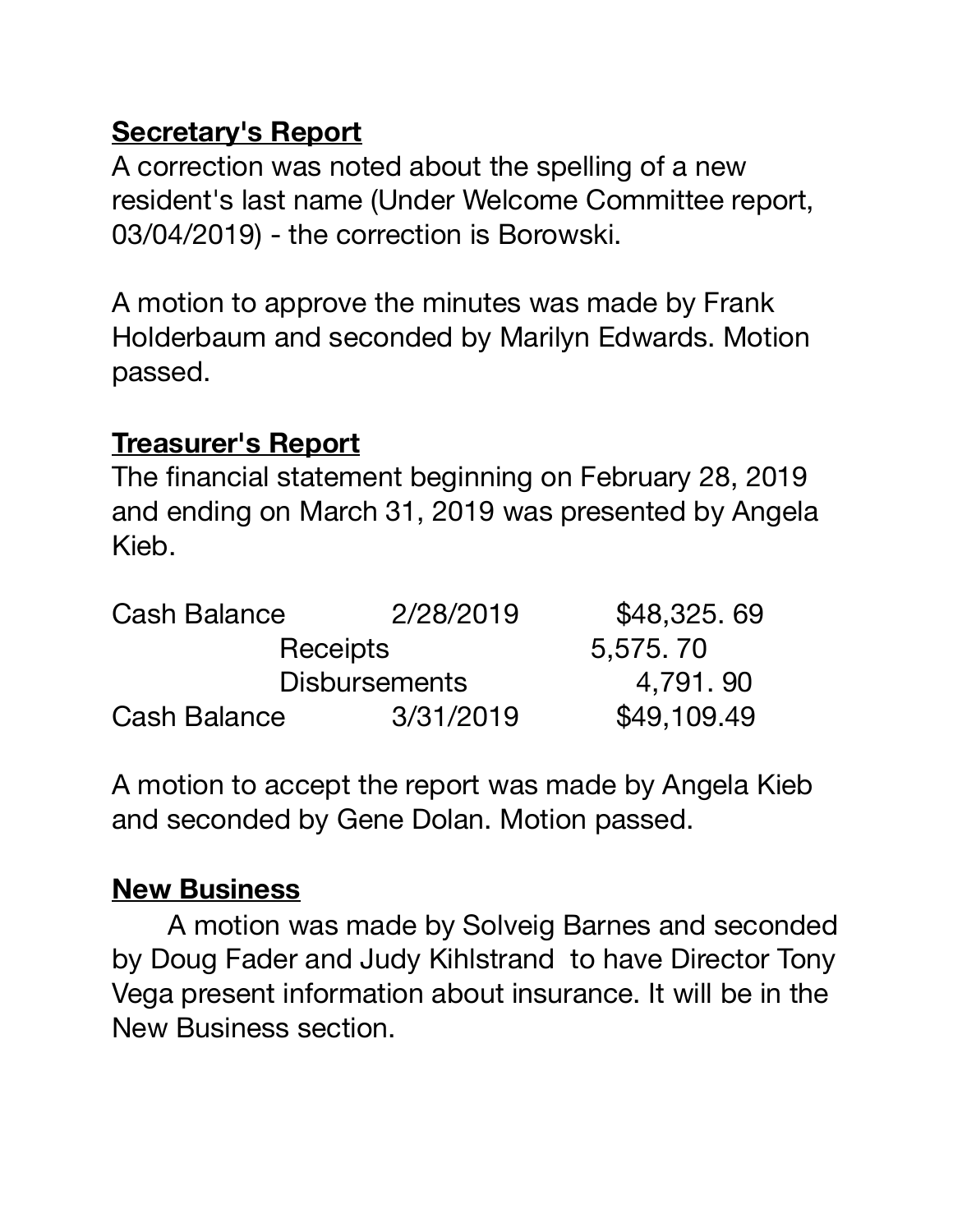**Secretary's Report**

A correction was noted about the spelling of a new resident's last name (Under Welcome Committee report, 03/04/2019) - the correction is Borowski.

A motion to approve the minutes was made by Frank Holderbaum and seconded by Marilyn Edwards. Motion passed.

**Treasurer's Report**

The financial statement beginning on February 28, 2019 and ending on March 31, 2019 was presented by Angela Kieb.

| | | |
|---|---|---|
| Cash Balance | 2/28/2019 | $48,325. 69 |
| | Receipts | 5,575. 70 |
| | Disbursements | 4,791. 90 |
| Cash Balance | 3/31/2019 | $49,109.49 |

A motion to accept the report was made by Angela Kieb and seconded by Gene Dolan. Motion passed.

**New Business**

A motion was made by Solveig Barnes and seconded by Doug Fader and Judy Kihlstrand to have Director Tony Vega present information about insurance. It will be in the New Business section.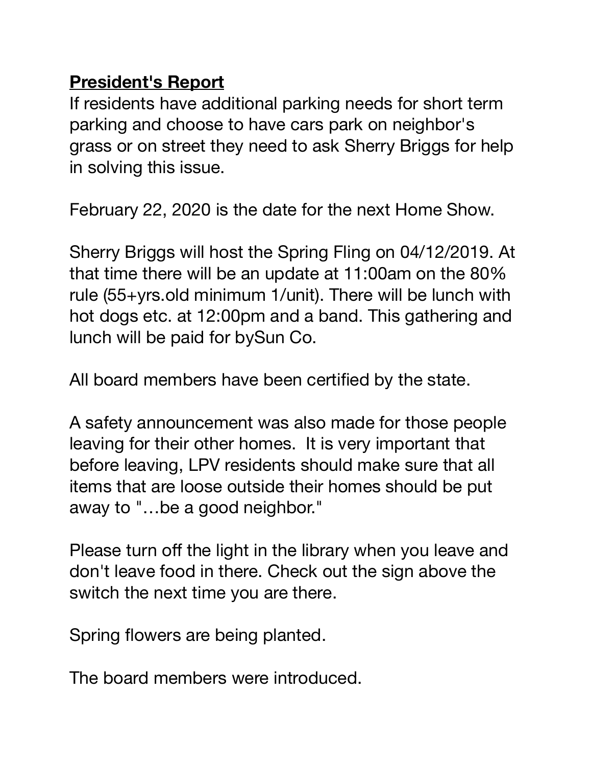**President's Report**

If residents have additional parking needs for short term parking and choose to have cars park on neighbor's grass or on street they need to ask Sherry Briggs for help in solving this issue.

February 22, 2020 is the date for the next Home Show.

Sherry Briggs will host the Spring Fling on 04/12/2019. At that time there will be an update at 11:00am on the 80% rule (55+yrs.old minimum 1/unit). There will be lunch with hot dogs etc. at 12:00pm and a band. This gathering and lunch will be paid for bySun Co.

All board members have been certified by the state.

A safety announcement was also made for those people leaving for their other homes. It is very important that before leaving, LPV residents should make sure that all items that are loose outside their homes should be put away to "…be a good neighbor."

Please turn off the light in the library when you leave and don't leave food in there. Check out the sign above the switch the next time you are there.

Spring flowers are being planted.

The board members were introduced.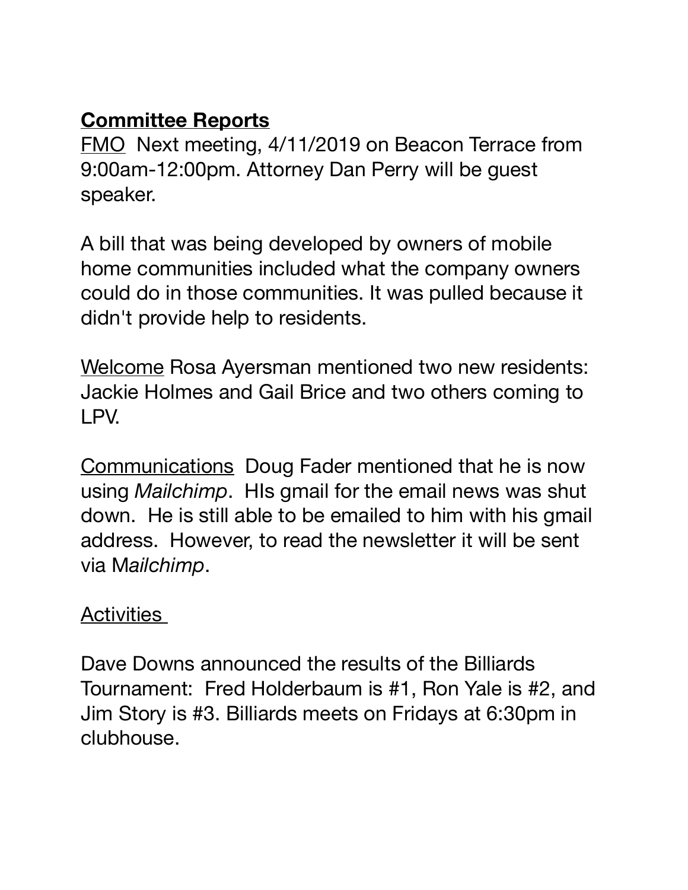**Committee Reports**

FMO Next meeting, 4/11/2019 on Beacon Terrace from 9:00am-12:00pm. Attorney Dan Perry will be guest speaker.

A bill that was being developed by owners of mobile home communities included what the company owners could do in those communities. It was pulled because it didn't provide help to residents.

Welcome Rosa Ayersman mentioned two new residents: Jackie Holmes and Gail Brice and two others coming to LPV.

Communications Doug Fader mentioned that he is now using *Mailchimp*. HIs gmail for the email news was shut down. He is still able to be emailed to him with his gmail address. However, to read the newsletter it will be sent via M*ailchimp*.

Activities

Dave Downs announced the results of the Billiards Tournament: Fred Holderbaum is #1, Ron Yale is #2, and Jim Story is #3. Billiards meets on Fridays at 6:30pm in clubhouse.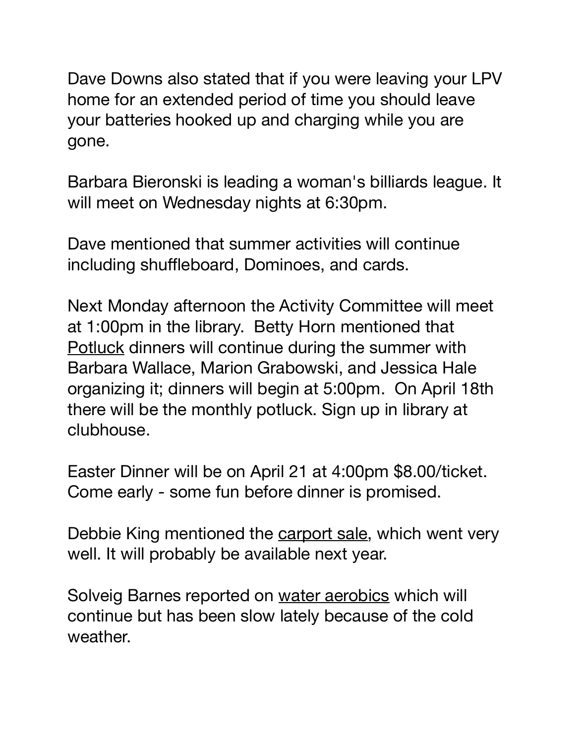Dave Downs also stated that if you were leaving your LPV home for an extended period of time you should leave your batteries hooked up and charging while you are gone.

Barbara Bieronski is leading a woman's billiards league. It will meet on Wednesday nights at 6:30pm.

Dave mentioned that summer activities will continue including shuffleboard, Dominoes, and cards.

Next Monday afternoon the Activity Committee will meet at 1:00pm in the library. Betty Horn mentioned that <u>Potluck</u> dinners will continue during the summer with Barbara Wallace, Marion Grabowski, and Jessica Hale organizing it; dinners will begin at 5:00pm. On April 18th there will be the monthly potluck. Sign up in library at clubhouse.

Easter Dinner will be on April 21 at 4:00pm $8.00/ticket. Come early - some fun before dinner is promised.

Debbie King mentioned the <u>carport sale</u>, which went very well. It will probably be available next year.

Solveig Barnes reported on <u>water aerobics</u> which will continue but has been slow lately because of the cold weather.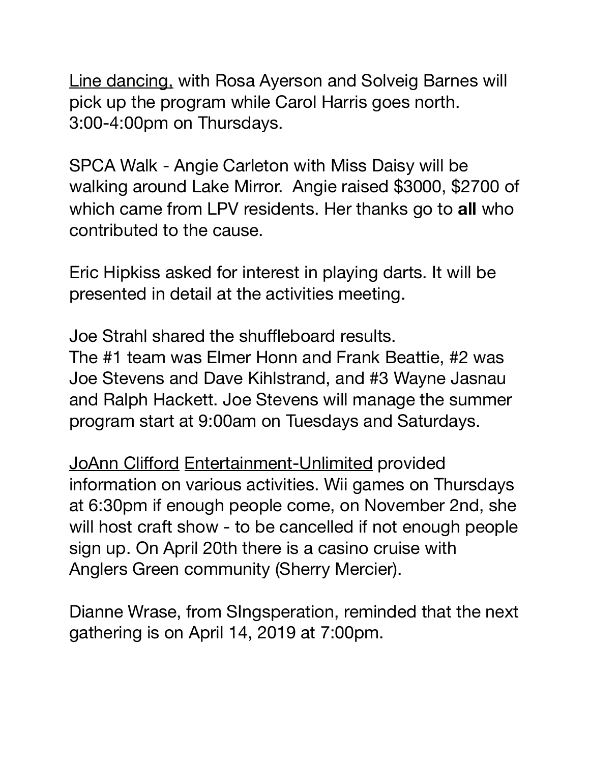<u>Line dancing,</u> with Rosa Ayerson and Solveig Barnes will pick up the program while Carol Harris goes north. 3:00-4:00pm on Thursdays.

SPCA Walk - Angie Carleton with Miss Daisy will be walking around Lake Mirror. Angie raised $3000, $2700 of which came from LPV residents. Her thanks go to **all** who contributed to the cause.

Eric Hipkiss asked for interest in playing darts. It will be presented in detail at the activities meeting.

Joe Strahl shared the shuffleboard results.
The #1 team was Elmer Honn and Frank Beattie, #2 was Joe Stevens and Dave Kihlstrand, and #3 Wayne Jasnau and Ralph Hackett. Joe Stevens will manage the summer program start at 9:00am on Tuesdays and Saturdays.

<u>JoAnn Clifford</u> <u>Entertainment-Unlimited</u> provided information on various activities. Wii games on Thursdays at 6:30pm if enough people come, on November 2nd, she will host craft show - to be cancelled if not enough people sign up. On April 20th there is a casino cruise with Anglers Green community (Sherry Mercier).

Dianne Wrase, from SIngsperation, reminded that the next gathering is on April 14, 2019 at 7:00pm.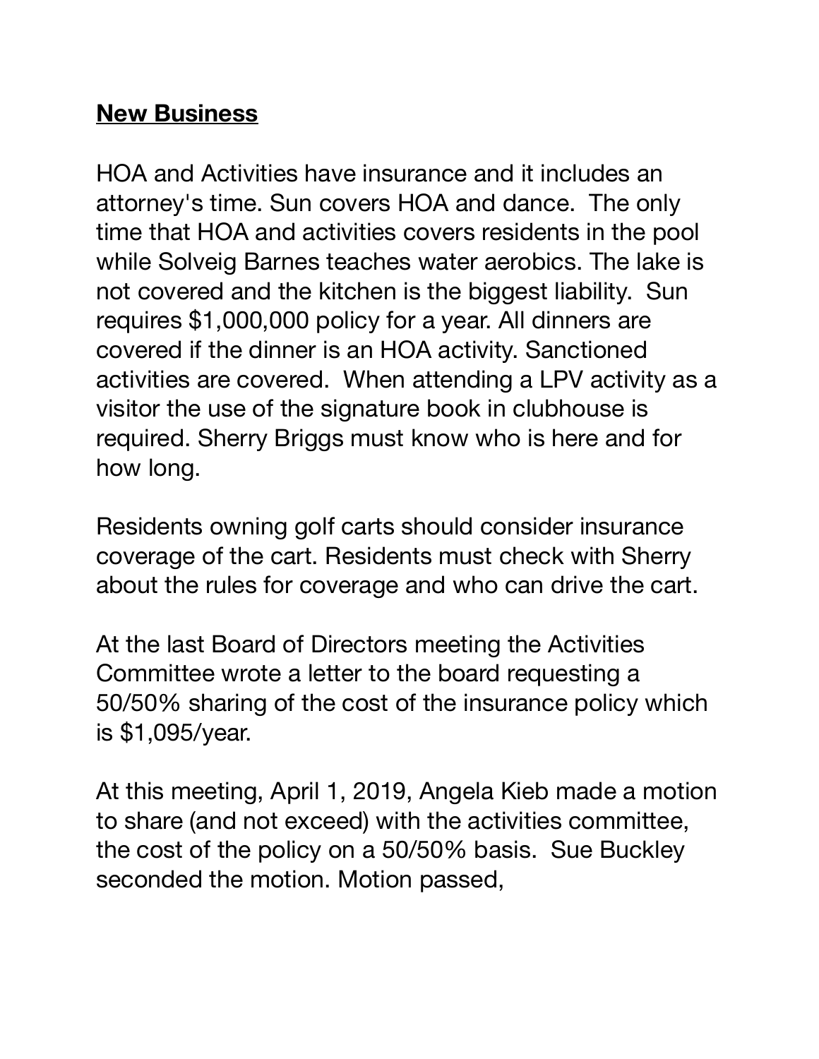**New Business**

HOA and Activities have insurance and it includes an attorney's time. Sun covers HOA and dance. The only time that HOA and activities covers residents in the pool while Solveig Barnes teaches water aerobics. The lake is not covered and the kitchen is the biggest liability. Sun requires $1,000,000 policy for a year. All dinners are covered if the dinner is an HOA activity. Sanctioned activities are covered. When attending a LPV activity as a visitor the use of the signature book in clubhouse is required. Sherry Briggs must know who is here and for how long.

Residents owning golf carts should consider insurance coverage of the cart. Residents must check with Sherry about the rules for coverage and who can drive the cart.

At the last Board of Directors meeting the Activities Committee wrote a letter to the board requesting a 50/50% sharing of the cost of the insurance policy which is $1,095/year.

At this meeting, April 1, 2019, Angela Kieb made a motion to share (and not exceed) with the activities committee, the cost of the policy on a 50/50% basis. Sue Buckley seconded the motion. Motion passed,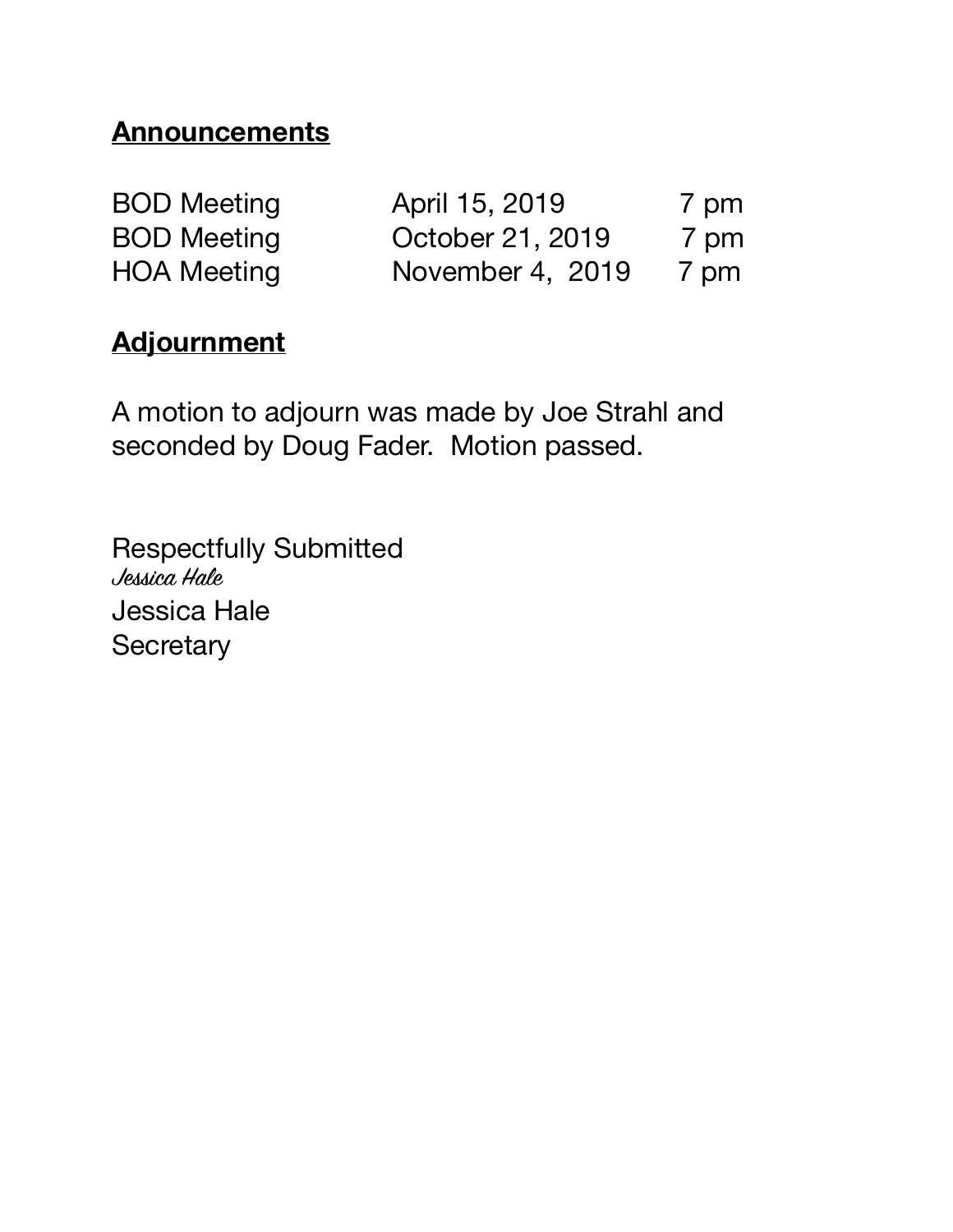**Announcements**

| | | |
|---|---|---|
| BOD Meeting | April 15, 2019 | 7 pm |
| BOD Meeting | October 21, 2019 | 7 pm |
| HOA Meeting | November 4, 2019 | 7 pm |

**Adjournment**

A motion to adjourn was made by Joe Strahl and seconded by Doug Fader. Motion passed.

Respectfully Submitted
*Jessica Hale*
Jessica Hale
Secretary